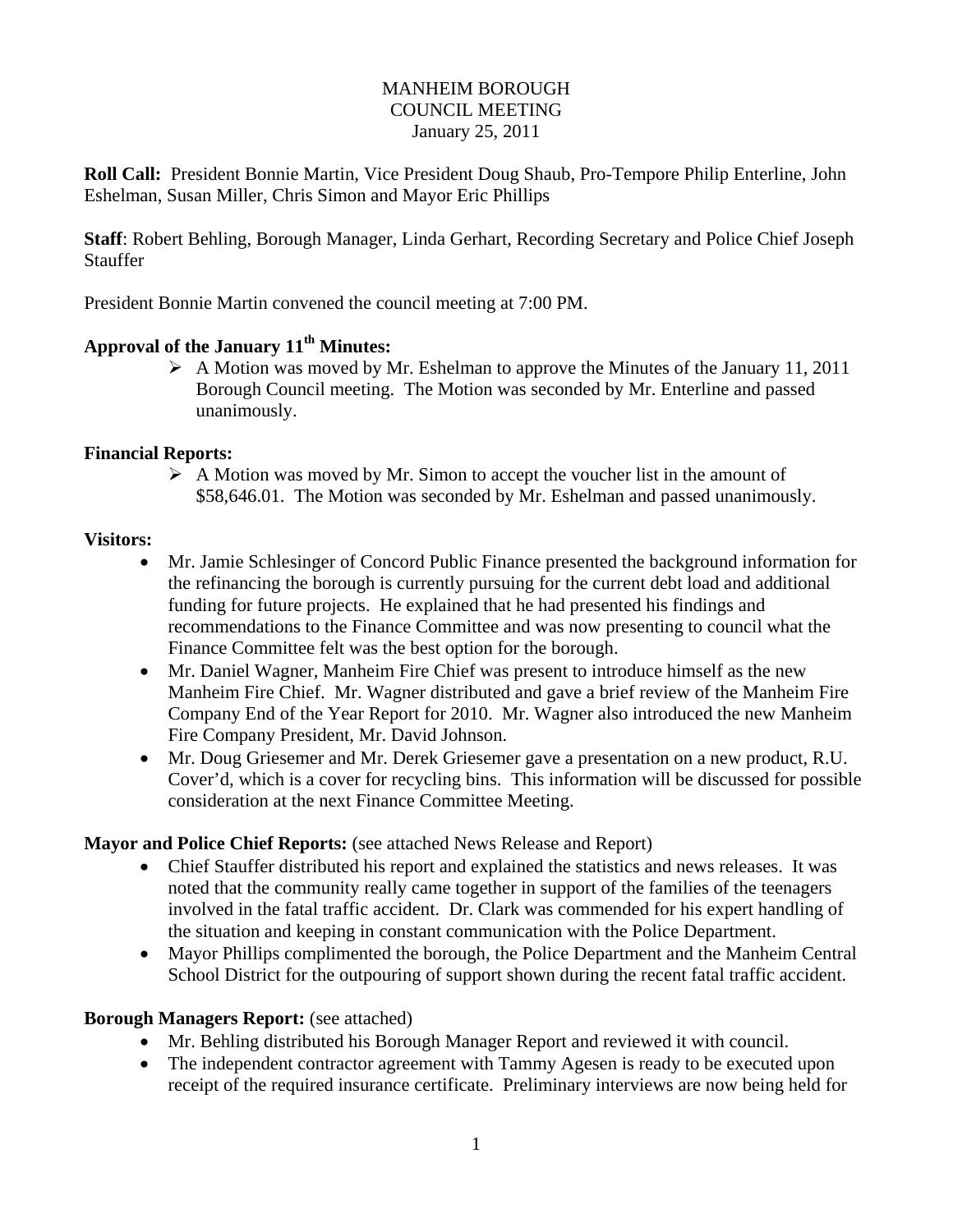# MANHEIM BOROUGH
## COUNCIL MEETING
### January 25, 2011

**Roll Call:** President Bonnie Martin, Vice President Doug Shaub, Pro-Tempore Philip Enterline, John Eshelman, Susan Miller, Chris Simon and Mayor Eric Phillips

**Staff**: Robert Behling, Borough Manager, Linda Gerhart, Recording Secretary and Police Chief Joseph Stauffer

President Bonnie Martin convened the council meeting at 7:00 PM.

**Approval of the January 11th Minutes:**

- A Motion was moved by Mr. Eshelman to approve the Minutes of the January 11, 2011 Borough Council meeting. The Motion was seconded by Mr. Enterline and passed unanimously.

**Financial Reports:**

- A Motion was moved by Mr. Simon to accept the voucher list in the amount of $58,646.01. The Motion was seconded by Mr. Eshelman and passed unanimously.

**Visitors:**

- Mr. Jamie Schlesinger of Concord Public Finance presented the background information for the refinancing the borough is currently pursuing for the current debt load and additional funding for future projects. He explained that he had presented his findings and recommendations to the Finance Committee and was now presenting to council what the Finance Committee felt was the best option for the borough.
- Mr. Daniel Wagner, Manheim Fire Chief was present to introduce himself as the new Manheim Fire Chief. Mr. Wagner distributed and gave a brief review of the Manheim Fire Company End of the Year Report for 2010. Mr. Wagner also introduced the new Manheim Fire Company President, Mr. David Johnson.
- Mr. Doug Griesemer and Mr. Derek Griesemer gave a presentation on a new product, R.U. Cover'd, which is a cover for recycling bins. This information will be discussed for possible consideration at the next Finance Committee Meeting.

**Mayor and Police Chief Reports:** (see attached News Release and Report)

- Chief Stauffer distributed his report and explained the statistics and news releases. It was noted that the community really came together in support of the families of the teenagers involved in the fatal traffic accident. Dr. Clark was commended for his expert handling of the situation and keeping in constant communication with the Police Department.
- Mayor Phillips complimented the borough, the Police Department and the Manheim Central School District for the outpouring of support shown during the recent fatal traffic accident.

**Borough Managers Report:** (see attached)

- Mr. Behling distributed his Borough Manager Report and reviewed it with council.
- The independent contractor agreement with Tammy Agesen is ready to be executed upon receipt of the required insurance certificate. Preliminary interviews are now being held for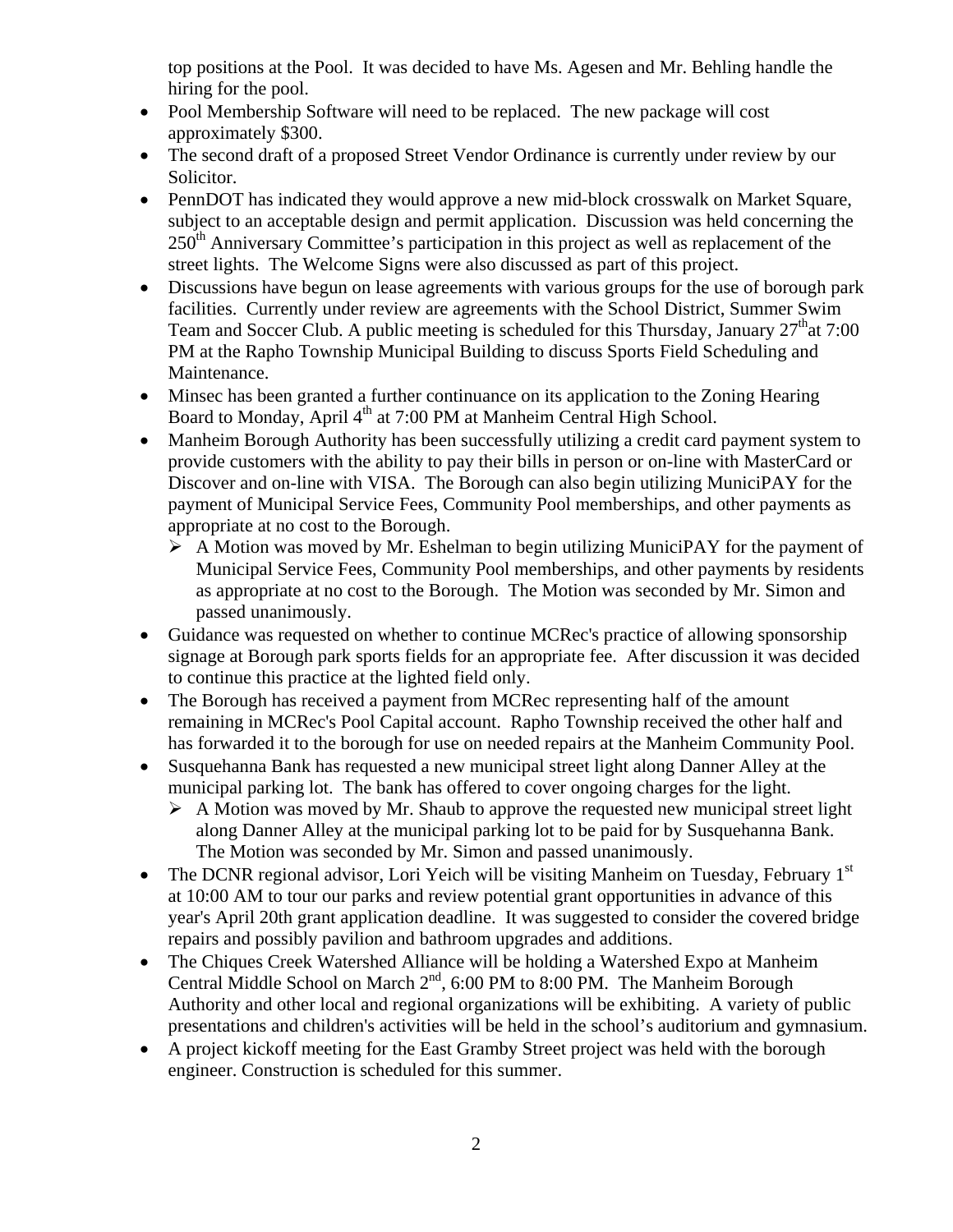top positions at the Pool. It was decided to have Ms. Agesen and Mr. Behling handle the hiring for the pool.

- Pool Membership Software will need to be replaced. The new package will cost approximately $300.
- The second draft of a proposed Street Vendor Ordinance is currently under review by our Solicitor.
- PennDOT has indicated they would approve a new mid-block crosswalk on Market Square, subject to an acceptable design and permit application. Discussion was held concerning the 250th Anniversary Committee's participation in this project as well as replacement of the street lights. The Welcome Signs were also discussed as part of this project.
- Discussions have begun on lease agreements with various groups for the use of borough park facilities. Currently under review are agreements with the School District, Summer Swim Team and Soccer Club. A public meeting is scheduled for this Thursday, January 27th at 7:00 PM at the Rapho Township Municipal Building to discuss Sports Field Scheduling and Maintenance.
- Minsec has been granted a further continuance on its application to the Zoning Hearing Board to Monday, April 4th at 7:00 PM at Manheim Central High School.
- Manheim Borough Authority has been successfully utilizing a credit card payment system to provide customers with the ability to pay their bills in person or on-line with MasterCard or Discover and on-line with VISA. The Borough can also begin utilizing MuniciPAY for the payment of Municipal Service Fees, Community Pool memberships, and other payments as appropriate at no cost to the Borough.
  - A Motion was moved by Mr. Eshelman to begin utilizing MuniciPAY for the payment of Municipal Service Fees, Community Pool memberships, and other payments by residents as appropriate at no cost to the Borough. The Motion was seconded by Mr. Simon and passed unanimously.
- Guidance was requested on whether to continue MCRec's practice of allowing sponsorship signage at Borough park sports fields for an appropriate fee. After discussion it was decided to continue this practice at the lighted field only.
- The Borough has received a payment from MCRec representing half of the amount remaining in MCRec's Pool Capital account. Rapho Township received the other half and has forwarded it to the borough for use on needed repairs at the Manheim Community Pool.
- Susquehanna Bank has requested a new municipal street light along Danner Alley at the municipal parking lot. The bank has offered to cover ongoing charges for the light.
  - A Motion was moved by Mr. Shaub to approve the requested new municipal street light along Danner Alley at the municipal parking lot to be paid for by Susquehanna Bank. The Motion was seconded by Mr. Simon and passed unanimously.
- The DCNR regional advisor, Lori Yeich will be visiting Manheim on Tuesday, February 1st at 10:00 AM to tour our parks and review potential grant opportunities in advance of this year's April 20th grant application deadline. It was suggested to consider the covered bridge repairs and possibly pavilion and bathroom upgrades and additions.
- The Chiques Creek Watershed Alliance will be holding a Watershed Expo at Manheim Central Middle School on March 2nd, 6:00 PM to 8:00 PM. The Manheim Borough Authority and other local and regional organizations will be exhibiting. A variety of public presentations and children's activities will be held in the school's auditorium and gymnasium.
- A project kickoff meeting for the East Gramby Street project was held with the borough engineer. Construction is scheduled for this summer.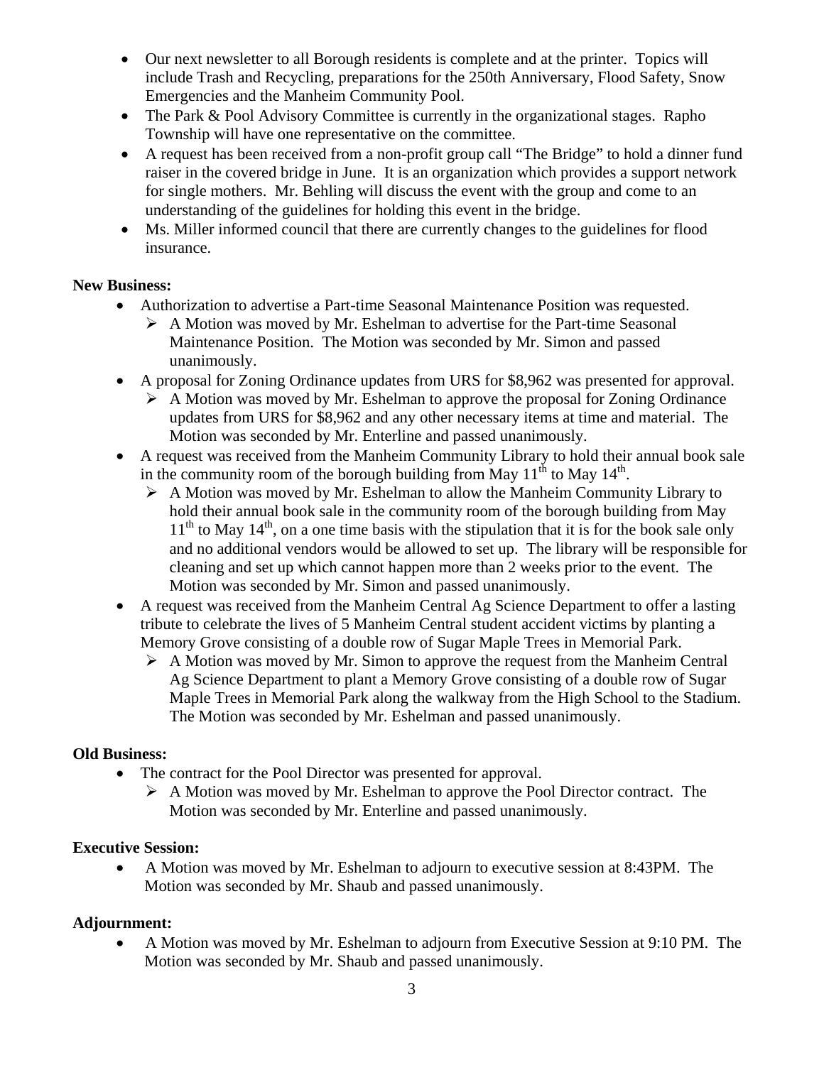- Our next newsletter to all Borough residents is complete and at the printer. Topics will include Trash and Recycling, preparations for the 250th Anniversary, Flood Safety, Snow Emergencies and the Manheim Community Pool.
- The Park & Pool Advisory Committee is currently in the organizational stages. Rapho Township will have one representative on the committee.
- A request has been received from a non-profit group call "The Bridge" to hold a dinner fund raiser in the covered bridge in June. It is an organization which provides a support network for single mothers. Mr. Behling will discuss the event with the group and come to an understanding of the guidelines for holding this event in the bridge.
- Ms. Miller informed council that there are currently changes to the guidelines for flood insurance.

**New Business:**

- Authorization to advertise a Part-time Seasonal Maintenance Position was requested.
  - A Motion was moved by Mr. Eshelman to advertise for the Part-time Seasonal Maintenance Position. The Motion was seconded by Mr. Simon and passed unanimously.
- A proposal for Zoning Ordinance updates from URS for $8,962 was presented for approval.
  - A Motion was moved by Mr. Eshelman to approve the proposal for Zoning Ordinance updates from URS for $8,962 and any other necessary items at time and material. The Motion was seconded by Mr. Enterline and passed unanimously.
- A request was received from the Manheim Community Library to hold their annual book sale in the community room of the borough building from May 11th to May 14th.
  - A Motion was moved by Mr. Eshelman to allow the Manheim Community Library to hold their annual book sale in the community room of the borough building from May 11th to May 14th, on a one time basis with the stipulation that it is for the book sale only and no additional vendors would be allowed to set up. The library will be responsible for cleaning and set up which cannot happen more than 2 weeks prior to the event. The Motion was seconded by Mr. Simon and passed unanimously.
- A request was received from the Manheim Central Ag Science Department to offer a lasting tribute to celebrate the lives of 5 Manheim Central student accident victims by planting a Memory Grove consisting of a double row of Sugar Maple Trees in Memorial Park.
  - A Motion was moved by Mr. Simon to approve the request from the Manheim Central Ag Science Department to plant a Memory Grove consisting of a double row of Sugar Maple Trees in Memorial Park along the walkway from the High School to the Stadium. The Motion was seconded by Mr. Eshelman and passed unanimously.

**Old Business:**

- The contract for the Pool Director was presented for approval.
  - A Motion was moved by Mr. Eshelman to approve the Pool Director contract. The Motion was seconded by Mr. Enterline and passed unanimously.

**Executive Session:**

- A Motion was moved by Mr. Eshelman to adjourn to executive session at 8:43PM. The Motion was seconded by Mr. Shaub and passed unanimously.

**Adjournment:**

- A Motion was moved by Mr. Eshelman to adjourn from Executive Session at 9:10 PM. The Motion was seconded by Mr. Shaub and passed unanimously.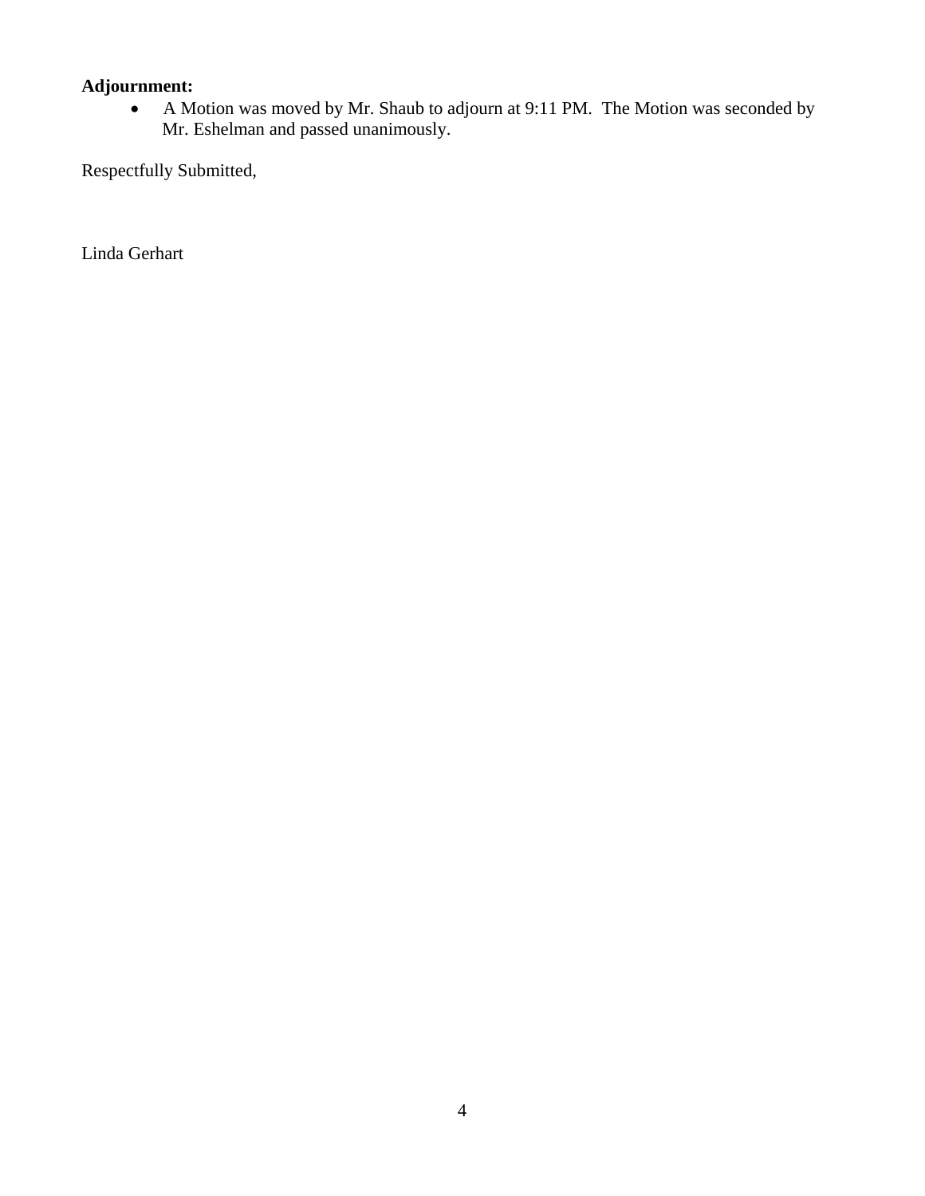**Adjournment:**

- A Motion was moved by Mr. Shaub to adjourn at 9:11 PM. The Motion was seconded by Mr. Eshelman and passed unanimously.

Respectfully Submitted,

Linda Gerhart